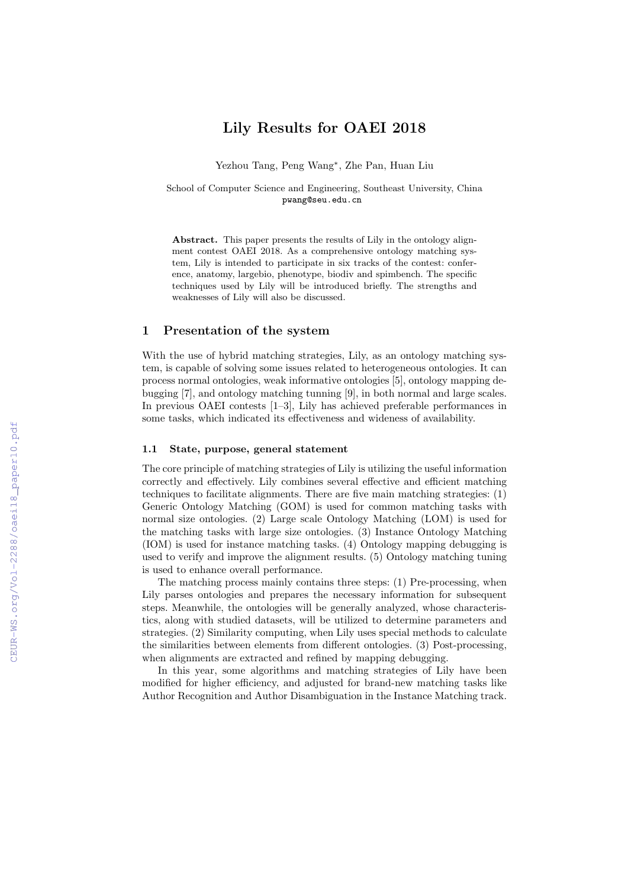# Lily Results for OAEI 2018

Yezhou Tang, Peng Wang*, Zhe Pan, Huan Liu

School of Computer Science and Engineering, Southeast University, China
pwang@seu.edu.cn

**Abstract.** This paper presents the results of Lily in the ontology alignment contest OAEI 2018. As a comprehensive ontology matching system, Lily is intended to participate in six tracks of the contest: conference, anatomy, largebio, phenotype, biodiv and spimbench. The specific techniques used by Lily will be introduced briefly. The strengths and weaknesses of Lily will also be discussed.

## 1 Presentation of the system

With the use of hybrid matching strategies, Lily, as an ontology matching system, is capable of solving some issues related to heterogeneous ontologies. It can process normal ontologies, weak informative ontologies [5], ontology mapping debugging [7], and ontology matching tunning [9], in both normal and large scales. In previous OAEI contests [1–3], Lily has achieved preferable performances in some tasks, which indicated its effectiveness and wideness of availability.

### 1.1 State, purpose, general statement

The core principle of matching strategies of Lily is utilizing the useful information correctly and effectively. Lily combines several effective and efficient matching techniques to facilitate alignments. There are five main matching strategies: (1) Generic Ontology Matching (GOM) is used for common matching tasks with normal size ontologies. (2) Large scale Ontology Matching (LOM) is used for the matching tasks with large size ontologies. (3) Instance Ontology Matching (IOM) is used for instance matching tasks. (4) Ontology mapping debugging is used to verify and improve the alignment results. (5) Ontology matching tuning is used to enhance overall performance.

The matching process mainly contains three steps: (1) Pre-processing, when Lily parses ontologies and prepares the necessary information for subsequent steps. Meanwhile, the ontologies will be generally analyzed, whose characteristics, along with studied datasets, will be utilized to determine parameters and strategies. (2) Similarity computing, when Lily uses special methods to calculate the similarities between elements from different ontologies. (3) Post-processing, when alignments are extracted and refined by mapping debugging.

In this year, some algorithms and matching strategies of Lily have been modified for higher efficiency, and adjusted for brand-new matching tasks like Author Recognition and Author Disambiguation in the Instance Matching track.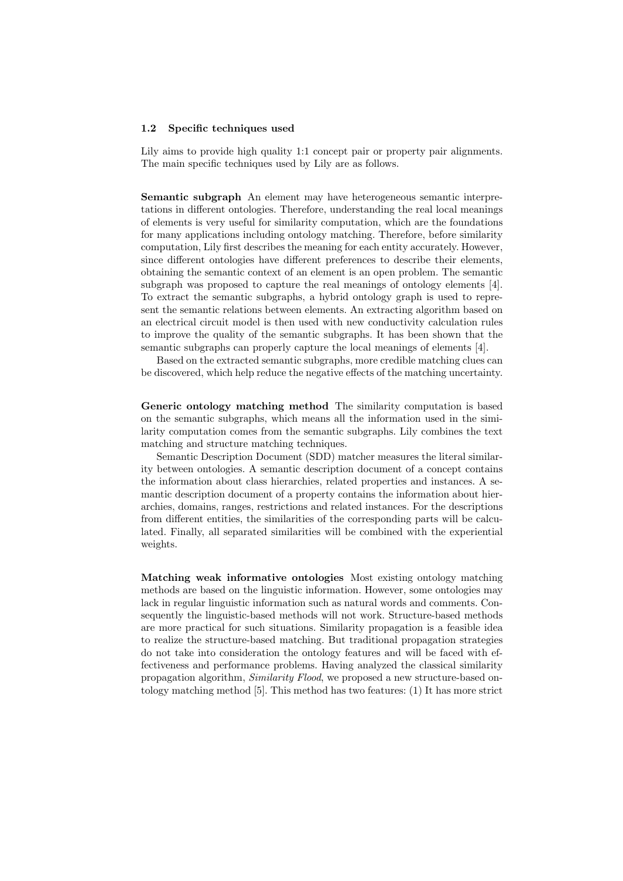### 1.2 Specific techniques used

Lily aims to provide high quality 1:1 concept pair or property pair alignments. The main specific techniques used by Lily are as follows.

**Semantic subgraph** An element may have heterogeneous semantic interpretations in different ontologies. Therefore, understanding the real local meanings of elements is very useful for similarity computation, which are the foundations for many applications including ontology matching. Therefore, before similarity computation, Lily first describes the meaning for each entity accurately. However, since different ontologies have different preferences to describe their elements, obtaining the semantic context of an element is an open problem. The semantic subgraph was proposed to capture the real meanings of ontology elements [4]. To extract the semantic subgraphs, a hybrid ontology graph is used to represent the semantic relations between elements. An extracting algorithm based on an electrical circuit model is then used with new conductivity calculation rules to improve the quality of the semantic subgraphs. It has been shown that the semantic subgraphs can properly capture the local meanings of elements [4].

Based on the extracted semantic subgraphs, more credible matching clues can be discovered, which help reduce the negative effects of the matching uncertainty.

**Generic ontology matching method** The similarity computation is based on the semantic subgraphs, which means all the information used in the similarity computation comes from the semantic subgraphs. Lily combines the text matching and structure matching techniques.

Semantic Description Document (SDD) matcher measures the literal similarity between ontologies. A semantic description document of a concept contains the information about class hierarchies, related properties and instances. A semantic description document of a property contains the information about hierarchies, domains, ranges, restrictions and related instances. For the descriptions from different entities, the similarities of the corresponding parts will be calculated. Finally, all separated similarities will be combined with the experiential weights.

**Matching weak informative ontologies** Most existing ontology matching methods are based on the linguistic information. However, some ontologies may lack in regular linguistic information such as natural words and comments. Consequently the linguistic-based methods will not work. Structure-based methods are more practical for such situations. Similarity propagation is a feasible idea to realize the structure-based matching. But traditional propagation strategies do not take into consideration the ontology features and will be faced with effectiveness and performance problems. Having analyzed the classical similarity propagation algorithm, *Similarity Flood*, we proposed a new structure-based ontology matching method [5]. This method has two features: (1) It has more strict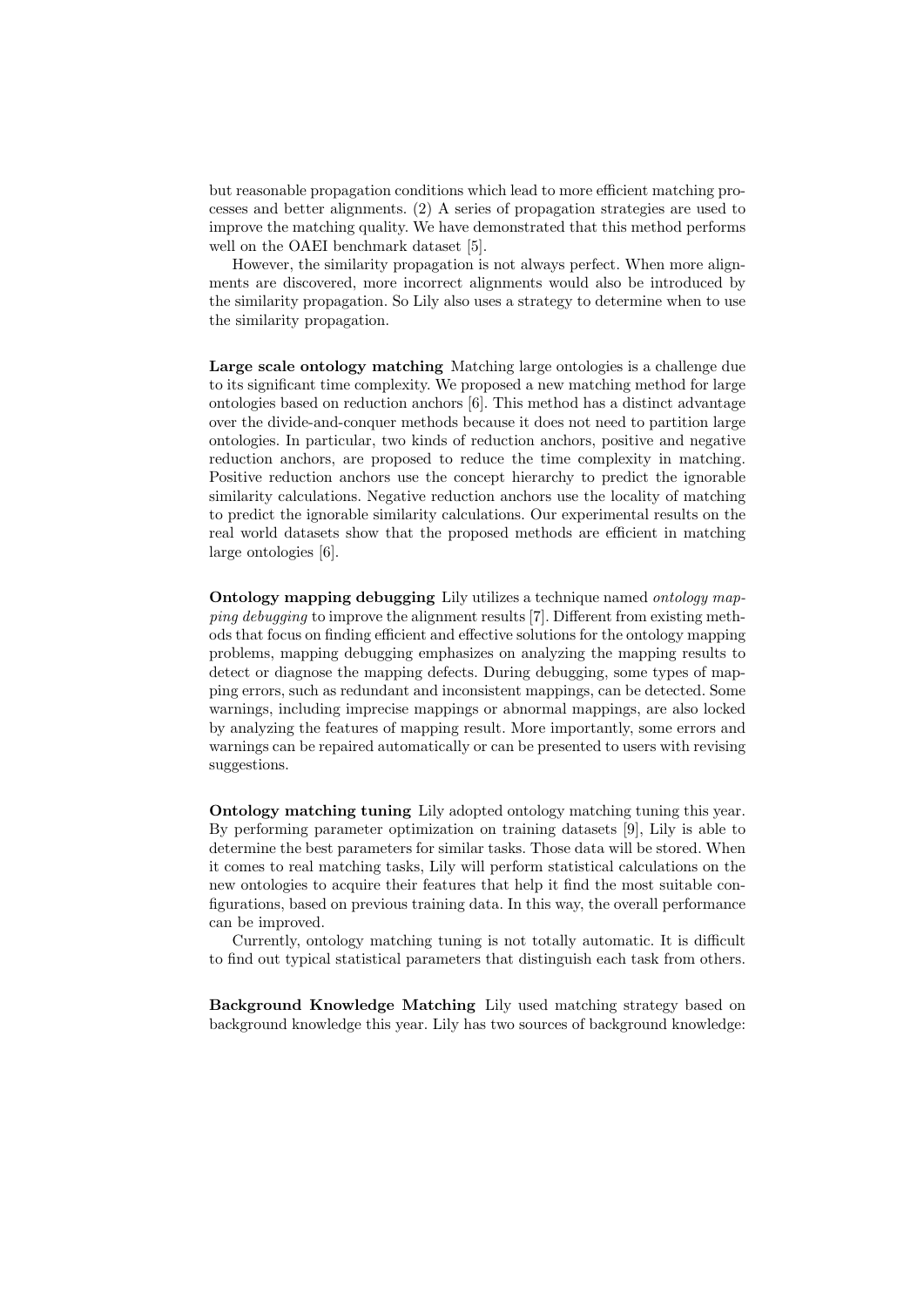but reasonable propagation conditions which lead to more efficient matching processes and better alignments. (2) A series of propagation strategies are used to improve the matching quality. We have demonstrated that this method performs well on the OAEI benchmark dataset [5].

However, the similarity propagation is not always perfect. When more alignments are discovered, more incorrect alignments would also be introduced by the similarity propagation. So Lily also uses a strategy to determine when to use the similarity propagation.

**Large scale ontology matching** Matching large ontologies is a challenge due to its significant time complexity. We proposed a new matching method for large ontologies based on reduction anchors [6]. This method has a distinct advantage over the divide-and-conquer methods because it does not need to partition large ontologies. In particular, two kinds of reduction anchors, positive and negative reduction anchors, are proposed to reduce the time complexity in matching. Positive reduction anchors use the concept hierarchy to predict the ignorable similarity calculations. Negative reduction anchors use the locality of matching to predict the ignorable similarity calculations. Our experimental results on the real world datasets show that the proposed methods are efficient in matching large ontologies [6].

**Ontology mapping debugging** Lily utilizes a technique named *ontology mapping debugging* to improve the alignment results [7]. Different from existing methods that focus on finding efficient and effective solutions for the ontology mapping problems, mapping debugging emphasizes on analyzing the mapping results to detect or diagnose the mapping defects. During debugging, some types of mapping errors, such as redundant and inconsistent mappings, can be detected. Some warnings, including imprecise mappings or abnormal mappings, are also locked by analyzing the features of mapping result. More importantly, some errors and warnings can be repaired automatically or can be presented to users with revising suggestions.

**Ontology matching tuning** Lily adopted ontology matching tuning this year. By performing parameter optimization on training datasets [9], Lily is able to determine the best parameters for similar tasks. Those data will be stored. When it comes to real matching tasks, Lily will perform statistical calculations on the new ontologies to acquire their features that help it find the most suitable configurations, based on previous training data. In this way, the overall performance can be improved.

Currently, ontology matching tuning is not totally automatic. It is difficult to find out typical statistical parameters that distinguish each task from others.

**Background Knowledge Matching** Lily used matching strategy based on background knowledge this year. Lily has two sources of background knowledge: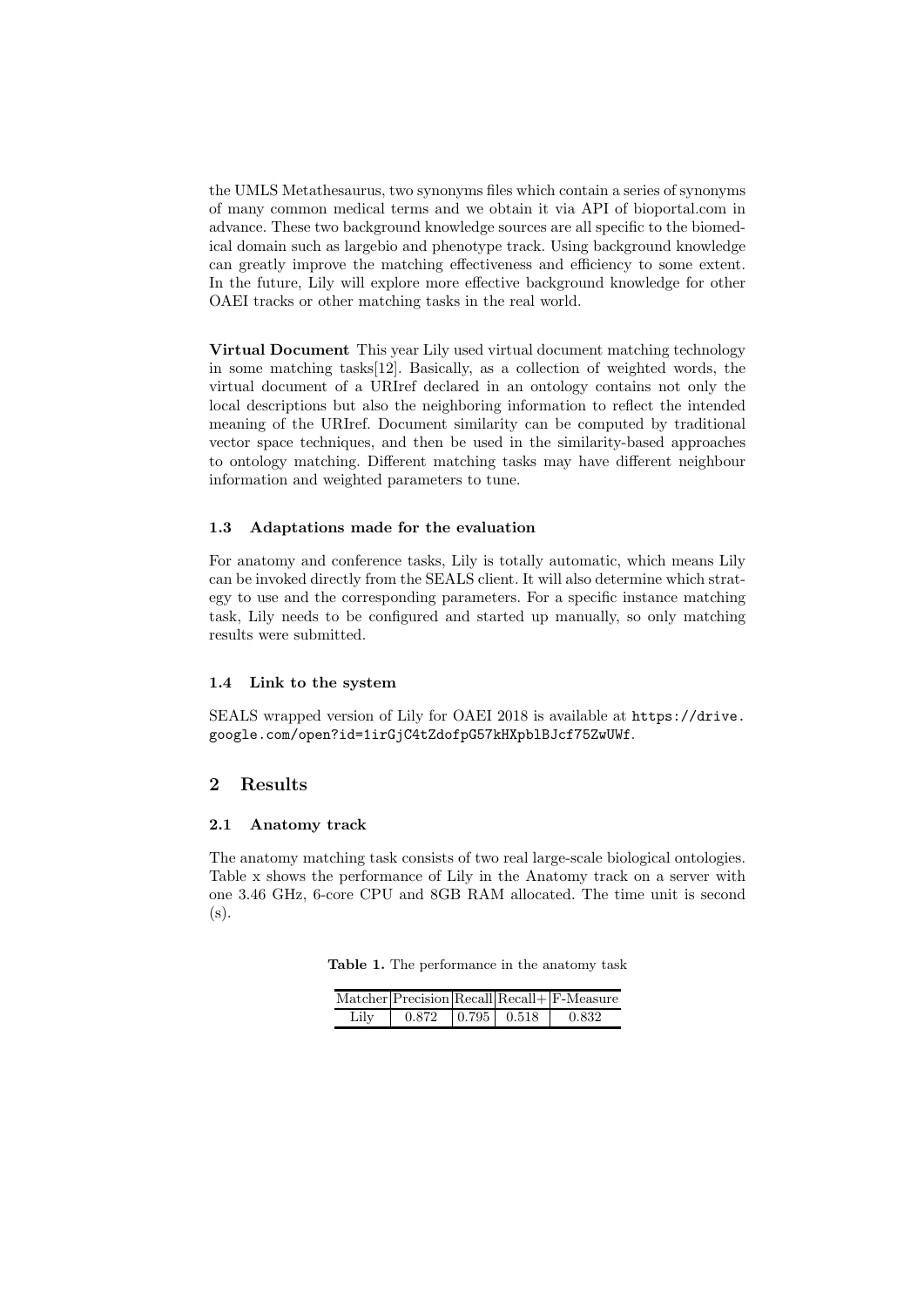the UMLS Metathesaurus, two synonyms files which contain a series of synonyms of many common medical terms and we obtain it via API of bioportal.com in advance. These two background knowledge sources are all specific to the biomedical domain such as largebio and phenotype track. Using background knowledge can greatly improve the matching effectiveness and efficiency to some extent. In the future, Lily will explore more effective background knowledge for other OAEI tracks or other matching tasks in the real world.

**Virtual Document** This year Lily used virtual document matching technology in some matching tasks[12]. Basically, as a collection of weighted words, the virtual document of a URIref declared in an ontology contains not only the local descriptions but also the neighboring information to reflect the intended meaning of the URIref. Document similarity can be computed by traditional vector space techniques, and then be used in the similarity-based approaches to ontology matching. Different matching tasks may have different neighbour information and weighted parameters to tune.

### 1.3 Adaptations made for the evaluation

For anatomy and conference tasks, Lily is totally automatic, which means Lily can be invoked directly from the SEALS client. It will also determine which strategy to use and the corresponding parameters. For a specific instance matching task, Lily needs to be configured and started up manually, so only matching results were submitted.

### 1.4 Link to the system

SEALS wrapped version of Lily for OAEI 2018 is available at `https://drive.google.com/open?id=1irGjC4tZdofpG57kHXpblBJcf75ZwUWf`.

## 2 Results

### 2.1 Anatomy track

The anatomy matching task consists of two real large-scale biological ontologies. Table x shows the performance of Lily in the Anatomy track on a server with one 3.46 GHz, 6-core CPU and 8GB RAM allocated. The time unit is second (s).

**Table 1.** The performance in the anatomy task

| Matcher | Precision | Recall | Recall+ | F-Measure |
|---|---|---|---|---|
| Lily | 0.872 | 0.795 | 0.518 | 0.832 |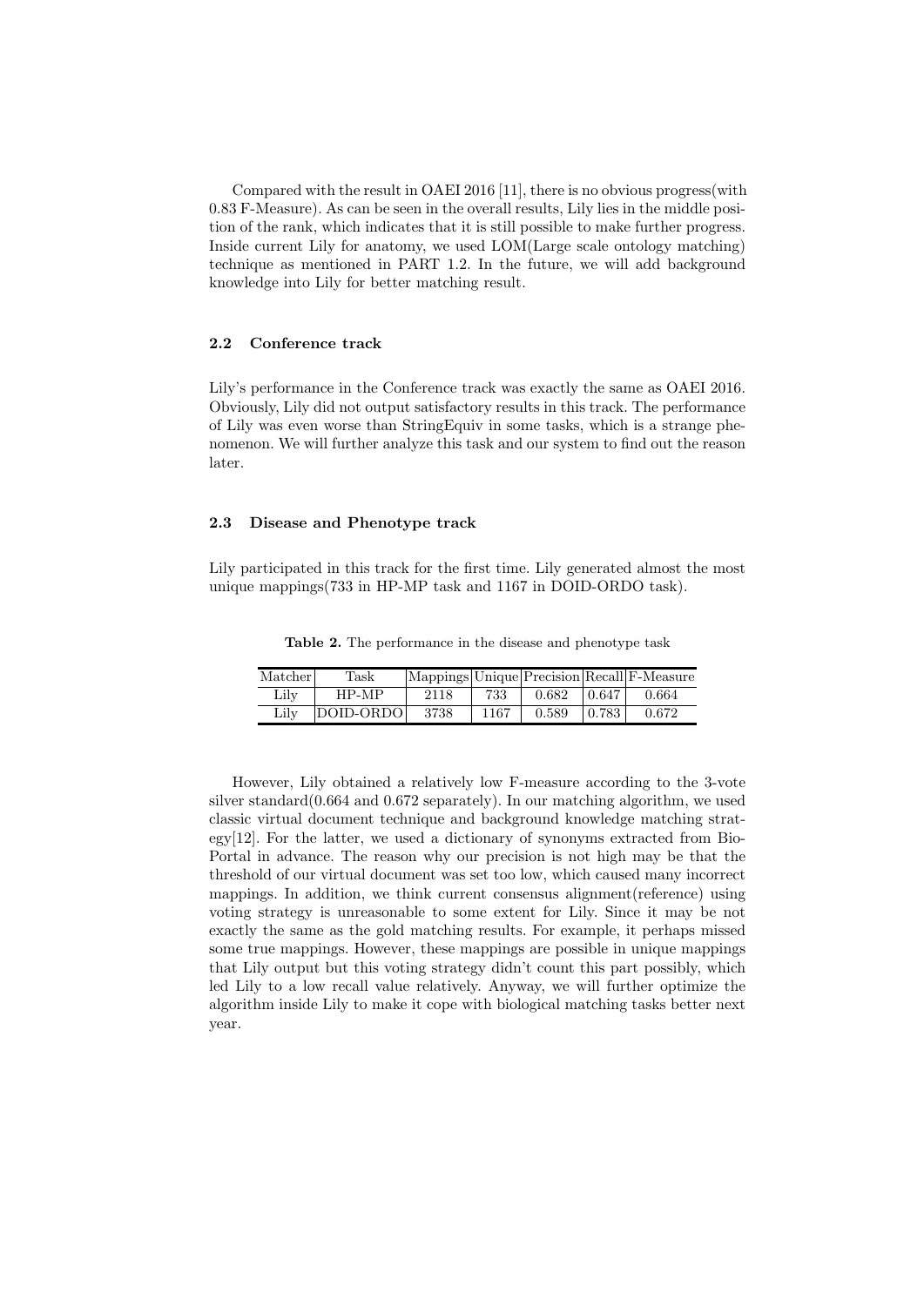Compared with the result in OAEI 2016 [11], there is no obvious progress(with 0.83 F-Measure). As can be seen in the overall results, Lily lies in the middle position of the rank, which indicates that it is still possible to make further progress. Inside current Lily for anatomy, we used LOM(Large scale ontology matching) technique as mentioned in PART 1.2. In the future, we will add background knowledge into Lily for better matching result.

### 2.2 Conference track

Lily's performance in the Conference track was exactly the same as OAEI 2016. Obviously, Lily did not output satisfactory results in this track. The performance of Lily was even worse than StringEquiv in some tasks, which is a strange phenomenon. We will further analyze this task and our system to find out the reason later.

### 2.3 Disease and Phenotype track

Lily participated in this track for the first time. Lily generated almost the most unique mappings(733 in HP-MP task and 1167 in DOID-ORDO task).

**Table 2.** The performance in the disease and phenotype task

| Matcher | Task | Mappings | Unique | Precision | Recall | F-Measure |
| --- | --- | --- | --- | --- | --- | --- |
| Lily | HP-MP | 2118 | 733 | 0.682 | 0.647 | 0.664 |
| Lily | DOID-ORDO | 3738 | 1167 | 0.589 | 0.783 | 0.672 |

However, Lily obtained a relatively low F-measure according to the 3-vote silver standard(0.664 and 0.672 separately). In our matching algorithm, we used classic virtual document technique and background knowledge matching strategy[12]. For the latter, we used a dictionary of synonyms extracted from BioPortal in advance. The reason why our precision is not high may be that the threshold of our virtual document was set too low, which caused many incorrect mappings. In addition, we think current consensus alignment(reference) using voting strategy is unreasonable to some extent for Lily. Since it may be not exactly the same as the gold matching results. For example, it perhaps missed some true mappings. However, these mappings are possible in unique mappings that Lily output but this voting strategy didn't count this part possibly, which led Lily to a low recall value relatively. Anyway, we will further optimize the algorithm inside Lily to make it cope with biological matching tasks better next year.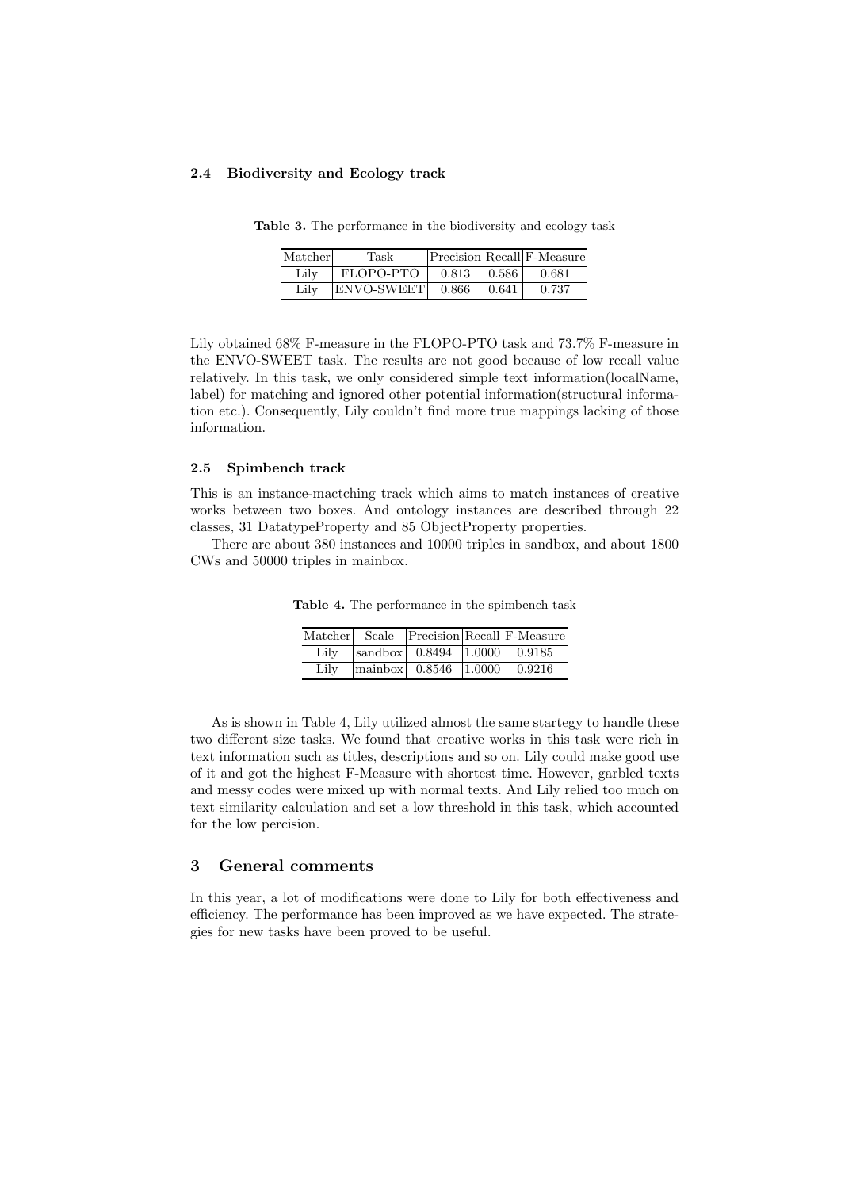### 2.4 Biodiversity and Ecology track

**Table 3.** The performance in the biodiversity and ecology task

| Matcher | Task | Precision | Recall | F-Measure |
|---|---|---|---|---|
| Lily | FLOPO-PTO | 0.813 | 0.586 | 0.681 |
| Lily | ENVO-SWEET | 0.866 | 0.641 | 0.737 |

Lily obtained 68% F-measure in the FLOPO-PTO task and 73.7% F-measure in the ENVO-SWEET task. The results are not good because of low recall value relatively. In this task, we only considered simple text information(localName, label) for matching and ignored other potential information(structural information etc.). Consequently, Lily couldn't find more true mappings lacking of those information.

### 2.5 Spimbench track

This is an instance-mactching track which aims to match instances of creative works between two boxes. And ontology instances are described through 22 classes, 31 DatatypeProperty and 85 ObjectProperty properties.

There are about 380 instances and 10000 triples in sandbox, and about 1800 CWs and 50000 triples in mainbox.

**Table 4.** The performance in the spimbench task

| Matcher | Scale | Precision | Recall | F-Measure |
|---|---|---|---|---|
| Lily | sandbox | 0.8494 | 1.0000 | 0.9185 |
| Lily | mainbox | 0.8546 | 1.0000 | 0.9216 |

As is shown in Table 4, Lily utilized almost the same startegy to handle these two different size tasks. We found that creative works in this task were rich in text information such as titles, descriptions and so on. Lily could make good use of it and got the highest F-Measure with shortest time. However, garbled texts and messy codes were mixed up with normal texts. And Lily relied too much on text similarity calculation and set a low threshold in this task, which accounted for the low percision.

## 3 General comments

In this year, a lot of modifications were done to Lily for both effectiveness and efficiency. The performance has been improved as we have expected. The strategies for new tasks have been proved to be useful.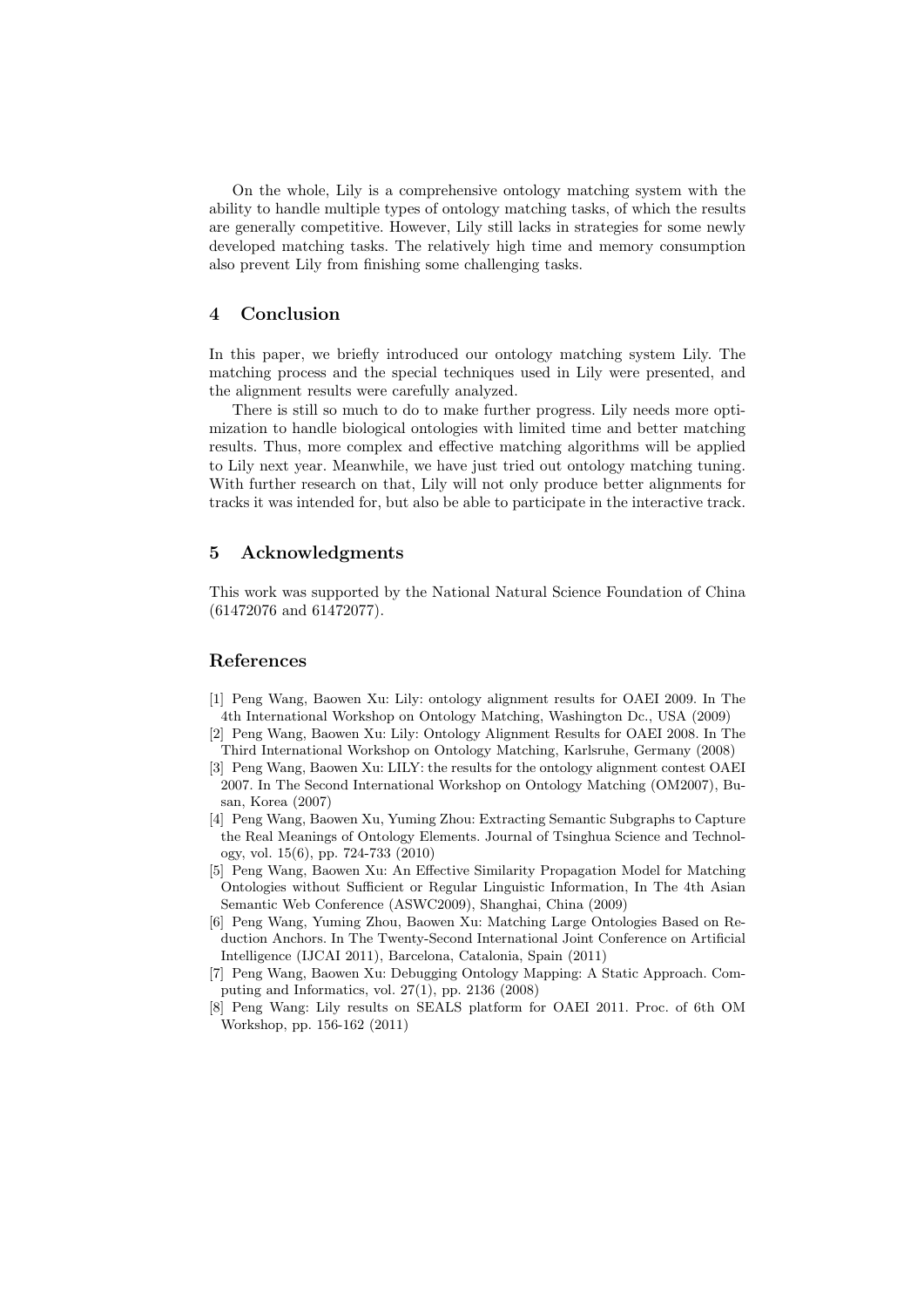On the whole, Lily is a comprehensive ontology matching system with the ability to handle multiple types of ontology matching tasks, of which the results are generally competitive. However, Lily still lacks in strategies for some newly developed matching tasks. The relatively high time and memory consumption also prevent Lily from finishing some challenging tasks.

## 4 Conclusion

In this paper, we briefly introduced our ontology matching system Lily. The matching process and the special techniques used in Lily were presented, and the alignment results were carefully analyzed.

There is still so much to do to make further progress. Lily needs more optimization to handle biological ontologies with limited time and better matching results. Thus, more complex and effective matching algorithms will be applied to Lily next year. Meanwhile, we have just tried out ontology matching tuning. With further research on that, Lily will not only produce better alignments for tracks it was intended for, but also be able to participate in the interactive track.

## 5 Acknowledgments

This work was supported by the National Natural Science Foundation of China (61472076 and 61472077).

## References

[1] Peng Wang, Baowen Xu: Lily: ontology alignment results for OAEI 2009. In The 4th International Workshop on Ontology Matching, Washington Dc., USA (2009)

[2] Peng Wang, Baowen Xu: Lily: Ontology Alignment Results for OAEI 2008. In The Third International Workshop on Ontology Matching, Karlsruhe, Germany (2008)

[3] Peng Wang, Baowen Xu: LILY: the results for the ontology alignment contest OAEI 2007. In The Second International Workshop on Ontology Matching (OM2007), Busan, Korea (2007)

[4] Peng Wang, Baowen Xu, Yuming Zhou: Extracting Semantic Subgraphs to Capture the Real Meanings of Ontology Elements. Journal of Tsinghua Science and Technology, vol. 15(6), pp. 724-733 (2010)

[5] Peng Wang, Baowen Xu: An Effective Similarity Propagation Model for Matching Ontologies without Sufficient or Regular Linguistic Information, In The 4th Asian Semantic Web Conference (ASWC2009), Shanghai, China (2009)

[6] Peng Wang, Yuming Zhou, Baowen Xu: Matching Large Ontologies Based on Reduction Anchors. In The Twenty-Second International Joint Conference on Artificial Intelligence (IJCAI 2011), Barcelona, Catalonia, Spain (2011)

[7] Peng Wang, Baowen Xu: Debugging Ontology Mapping: A Static Approach. Computing and Informatics, vol. 27(1), pp. 2136 (2008)

[8] Peng Wang: Lily results on SEALS platform for OAEI 2011. Proc. of 6th OM Workshop, pp. 156-162 (2011)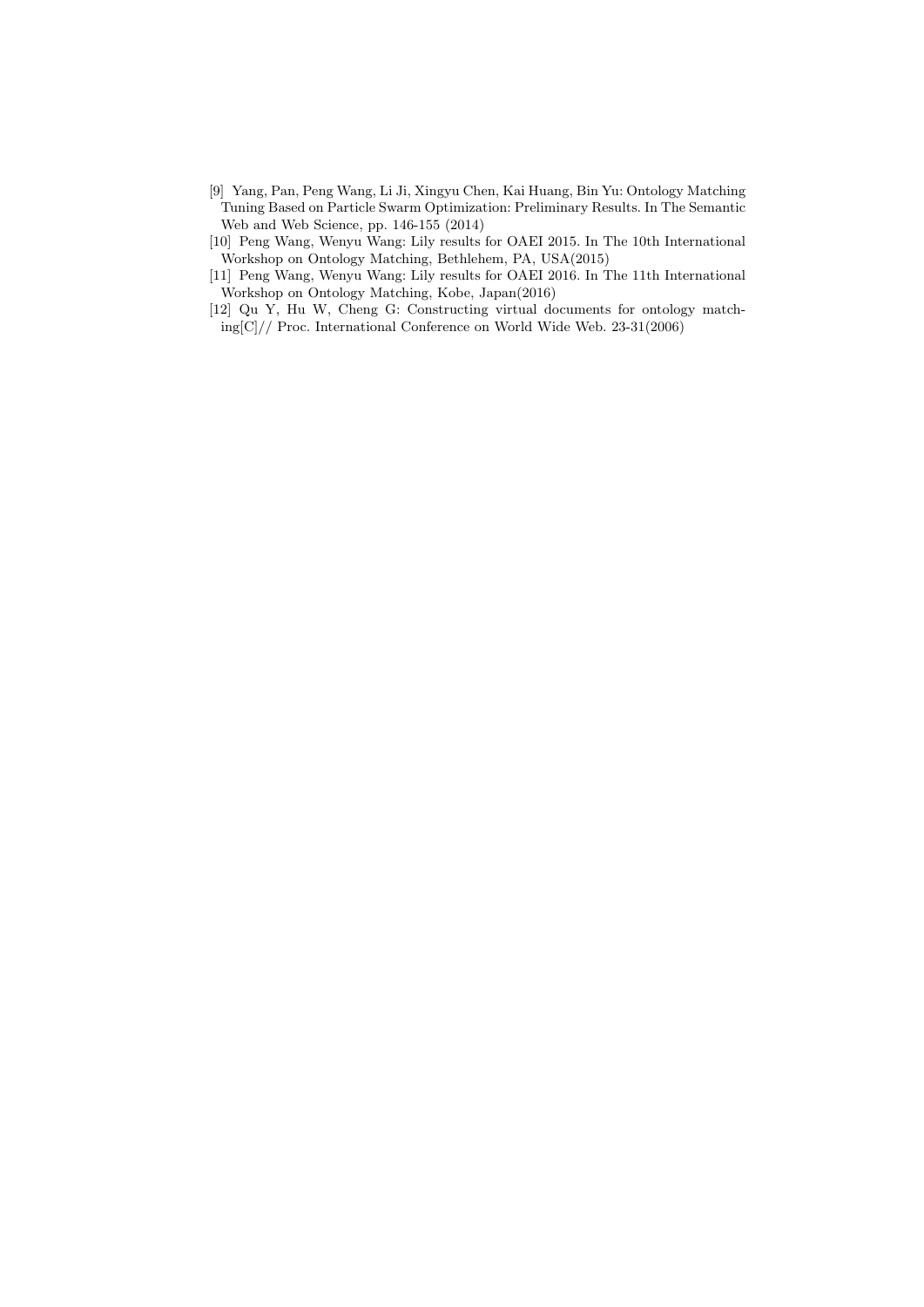[9] Yang, Pan, Peng Wang, Li Ji, Xingyu Chen, Kai Huang, Bin Yu: Ontology Matching Tuning Based on Particle Swarm Optimization: Preliminary Results. In The Semantic Web and Web Science, pp. 146-155 (2014)

[10] Peng Wang, Wenyu Wang: Lily results for OAEI 2015. In The 10th International Workshop on Ontology Matching, Bethlehem, PA, USA(2015)

[11] Peng Wang, Wenyu Wang: Lily results for OAEI 2016. In The 11th International Workshop on Ontology Matching, Kobe, Japan(2016)

[12] Qu Y, Hu W, Cheng G: Constructing virtual documents for ontology matching[C]// Proc. International Conference on World Wide Web. 23-31(2006)